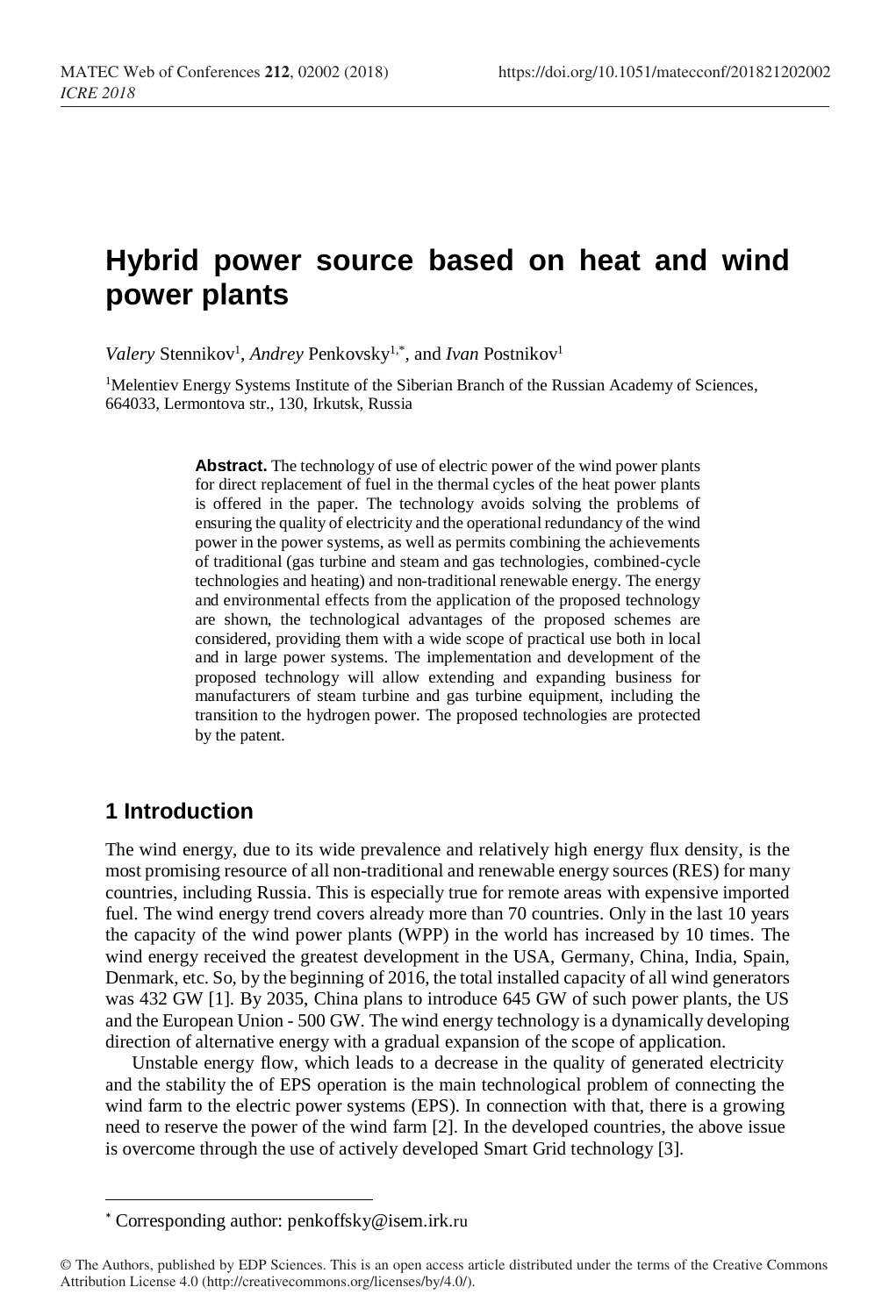# Hybrid power source based on heat and wind power plants

*Valery* Stennikov[1], *Andrey* Penkovsky[1,*], and *Ivan* Postnikov[1]

[1]Melentiev Energy Systems Institute of the Siberian Branch of the Russian Academy of Sciences, 664033, Lermontova str., 130, Irkutsk, Russia

**Abstract.** The technology of use of electric power of the wind power plants for direct replacement of fuel in the thermal cycles of the heat power plants is offered in the paper. The technology avoids solving the problems of ensuring the quality of electricity and the operational redundancy of the wind power in the power systems, as well as permits combining the achievements of traditional (gas turbine and steam and gas technologies, combined-cycle technologies and heating) and non-traditional renewable energy. The energy and environmental effects from the application of the proposed technology are shown, the technological advantages of the proposed schemes are considered, providing them with a wide scope of practical use both in local and in large power systems. The implementation and development of the proposed technology will allow extending and expanding business for manufacturers of steam turbine and gas turbine equipment, including the transition to the hydrogen power. The proposed technologies are protected by the patent.

## 1 Introduction

The wind energy, due to its wide prevalence and relatively high energy flux density, is the most promising resource of all non-traditional and renewable energy sources (RES) for many countries, including Russia. This is especially true for remote areas with expensive imported fuel. The wind energy trend covers already more than 70 countries. Only in the last 10 years the capacity of the wind power plants (WPP) in the world has increased by 10 times. The wind energy received the greatest development in the USA, Germany, China, India, Spain, Denmark, etc. So, by the beginning of 2016, the total installed capacity of all wind generators was 432 GW [1]. By 2035, China plans to introduce 645 GW of such power plants, the US and the European Union - 500 GW. The wind energy technology is a dynamically developing direction of alternative energy with a gradual expansion of the scope of application.

Unstable energy flow, which leads to a decrease in the quality of generated electricity and the stability the of EPS operation is the main technological problem of connecting the wind farm to the electric power systems (EPS). In connection with that, there is a growing need to reserve the power of the wind farm [2]. In the developed countries, the above issue is overcome through the use of actively developed Smart Grid technology [3].

[*] Corresponding author: penkoffsky@isem.irk.ru

© The Authors, published by EDP Sciences. This is an open access article distributed under the terms of the Creative Commons Attribution License 4.0 (http://creativecommons.org/licenses/by/4.0/).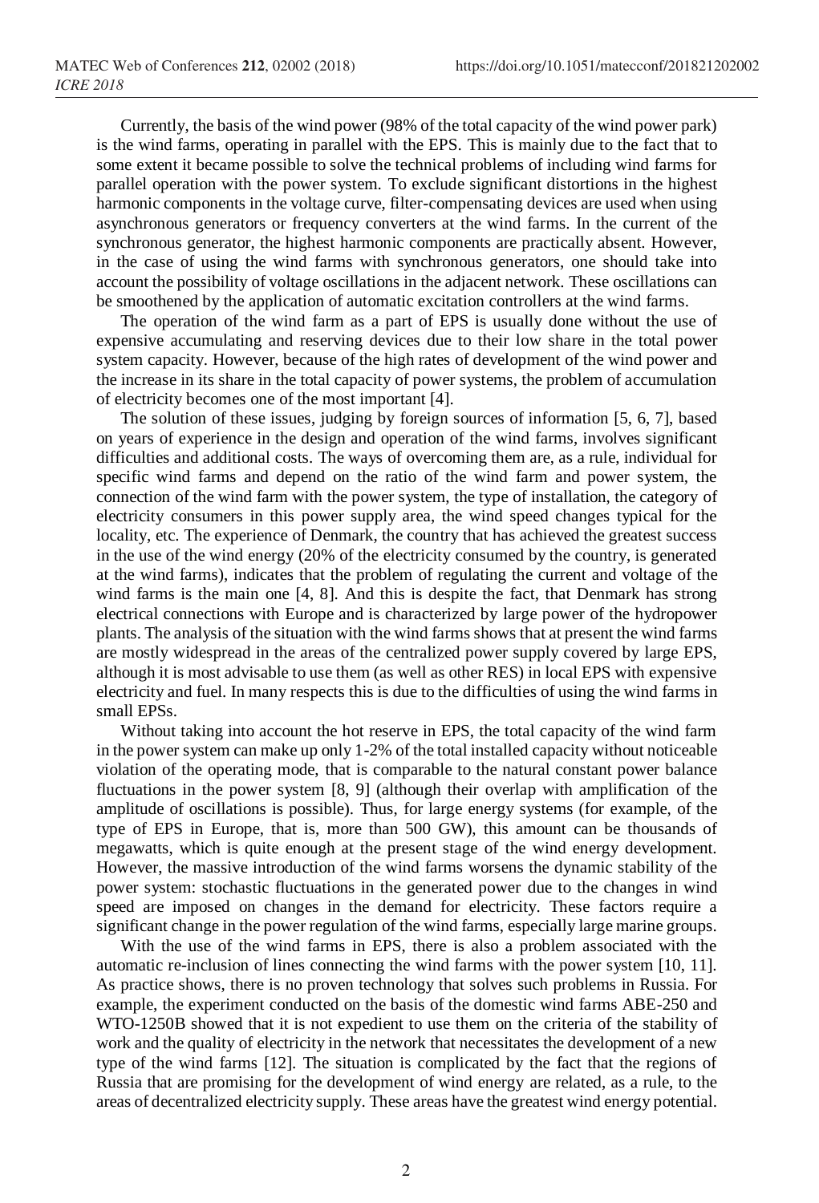Currently, the basis of the wind power (98% of the total capacity of the wind power park) is the wind farms, operating in parallel with the EPS. This is mainly due to the fact that to some extent it became possible to solve the technical problems of including wind farms for parallel operation with the power system. To exclude significant distortions in the highest harmonic components in the voltage curve, filter-compensating devices are used when using asynchronous generators or frequency converters at the wind farms. In the current of the synchronous generator, the highest harmonic components are practically absent. However, in the case of using the wind farms with synchronous generators, one should take into account the possibility of voltage oscillations in the adjacent network. These oscillations can be smoothened by the application of automatic excitation controllers at the wind farms.

The operation of the wind farm as a part of EPS is usually done without the use of expensive accumulating and reserving devices due to their low share in the total power system capacity. However, because of the high rates of development of the wind power and the increase in its share in the total capacity of power systems, the problem of accumulation of electricity becomes one of the most important [4].

The solution of these issues, judging by foreign sources of information [5, 6, 7], based on years of experience in the design and operation of the wind farms, involves significant difficulties and additional costs. The ways of overcoming them are, as a rule, individual for specific wind farms and depend on the ratio of the wind farm and power system, the connection of the wind farm with the power system, the type of installation, the category of electricity consumers in this power supply area, the wind speed changes typical for the locality, etc. The experience of Denmark, the country that has achieved the greatest success in the use of the wind energy (20% of the electricity consumed by the country, is generated at the wind farms), indicates that the problem of regulating the current and voltage of the wind farms is the main one [4, 8]. And this is despite the fact, that Denmark has strong electrical connections with Europe and is characterized by large power of the hydropower plants. The analysis of the situation with the wind farms shows that at present the wind farms are mostly widespread in the areas of the centralized power supply covered by large EPS, although it is most advisable to use them (as well as other RES) in local EPS with expensive electricity and fuel. In many respects this is due to the difficulties of using the wind farms in small EPSs.

Without taking into account the hot reserve in EPS, the total capacity of the wind farm in the power system can make up only 1-2% of the total installed capacity without noticeable violation of the operating mode, that is comparable to the natural constant power balance fluctuations in the power system [8, 9] (although their overlap with amplification of the amplitude of oscillations is possible). Thus, for large energy systems (for example, of the type of EPS in Europe, that is, more than 500 GW), this amount can be thousands of megawatts, which is quite enough at the present stage of the wind energy development. However, the massive introduction of the wind farms worsens the dynamic stability of the power system: stochastic fluctuations in the generated power due to the changes in wind speed are imposed on changes in the demand for electricity. These factors require a significant change in the power regulation of the wind farms, especially large marine groups.

With the use of the wind farms in EPS, there is also a problem associated with the automatic re-inclusion of lines connecting the wind farms with the power system [10, 11]. As practice shows, there is no proven technology that solves such problems in Russia. For example, the experiment conducted on the basis of the domestic wind farms ABE-250 and WTO-1250B showed that it is not expedient to use them on the criteria of the stability of work and the quality of electricity in the network that necessitates the development of a new type of the wind farms [12]. The situation is complicated by the fact that the regions of Russia that are promising for the development of wind energy are related, as a rule, to the areas of decentralized electricity supply. These areas have the greatest wind energy potential.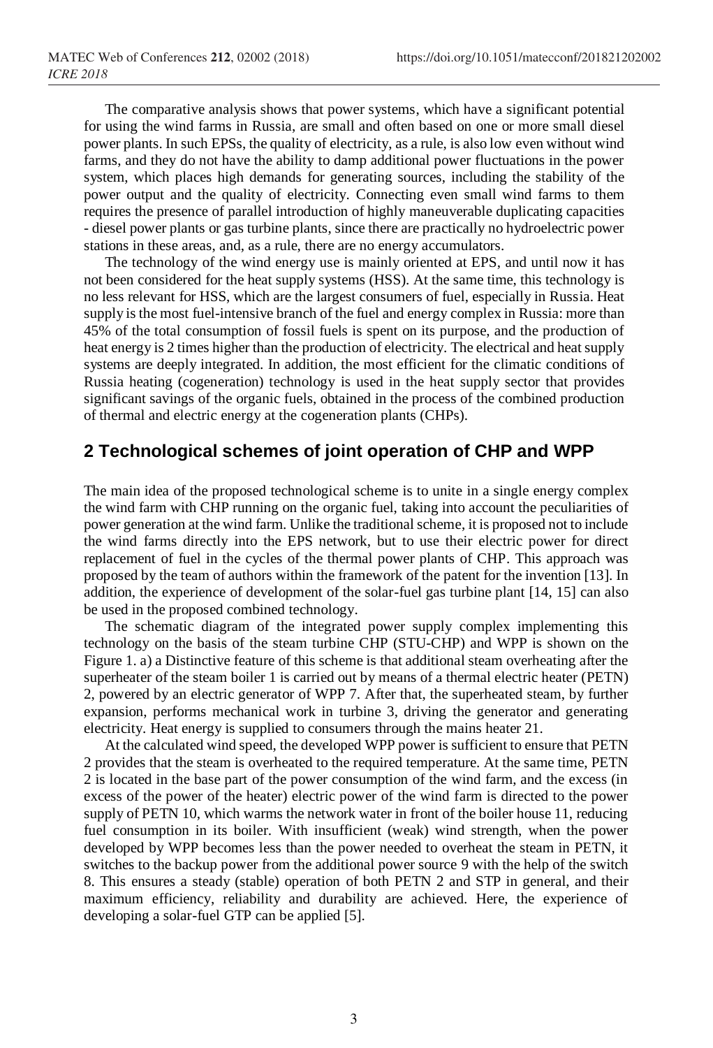The comparative analysis shows that power systems, which have a significant potential for using the wind farms in Russia, are small and often based on one or more small diesel power plants. In such EPSs, the quality of electricity, as a rule, is also low even without wind farms, and they do not have the ability to damp additional power fluctuations in the power system, which places high demands for generating sources, including the stability of the power output and the quality of electricity. Connecting even small wind farms to them requires the presence of parallel introduction of highly maneuverable duplicating capacities - diesel power plants or gas turbine plants, since there are practically no hydroelectric power stations in these areas, and, as a rule, there are no energy accumulators.

The technology of the wind energy use is mainly oriented at EPS, and until now it has not been considered for the heat supply systems (HSS). At the same time, this technology is no less relevant for HSS, which are the largest consumers of fuel, especially in Russia. Heat supply is the most fuel-intensive branch of the fuel and energy complex in Russia: more than 45% of the total consumption of fossil fuels is spent on its purpose, and the production of heat energy is 2 times higher than the production of electricity. The electrical and heat supply systems are deeply integrated. In addition, the most efficient for the climatic conditions of Russia heating (cogeneration) technology is used in the heat supply sector that provides significant savings of the organic fuels, obtained in the process of the combined production of thermal and electric energy at the cogeneration plants (CHPs).

## 2 Technological schemes of joint operation of CHP and WPP

The main idea of the proposed technological scheme is to unite in a single energy complex the wind farm with CHP running on the organic fuel, taking into account the peculiarities of power generation at the wind farm. Unlike the traditional scheme, it is proposed not to include the wind farms directly into the EPS network, but to use their electric power for direct replacement of fuel in the cycles of the thermal power plants of CHP. This approach was proposed by the team of authors within the framework of the patent for the invention [13]. In addition, the experience of development of the solar-fuel gas turbine plant [14, 15] can also be used in the proposed combined technology.

The schematic diagram of the integrated power supply complex implementing this technology on the basis of the steam turbine CHP (STU-CHP) and WPP is shown on the Figure 1. a) a Distinctive feature of this scheme is that additional steam overheating after the superheater of the steam boiler 1 is carried out by means of a thermal electric heater (PETN) 2, powered by an electric generator of WPP 7. After that, the superheated steam, by further expansion, performs mechanical work in turbine 3, driving the generator and generating electricity. Heat energy is supplied to consumers through the mains heater 21.

At the calculated wind speed, the developed WPP power is sufficient to ensure that PETN 2 provides that the steam is overheated to the required temperature. At the same time, PETN 2 is located in the base part of the power consumption of the wind farm, and the excess (in excess of the power of the heater) electric power of the wind farm is directed to the power supply of PETN 10, which warms the network water in front of the boiler house 11, reducing fuel consumption in its boiler. With insufficient (weak) wind strength, when the power developed by WPP becomes less than the power needed to overheat the steam in PETN, it switches to the backup power from the additional power source 9 with the help of the switch 8. This ensures a steady (stable) operation of both PETN 2 and STP in general, and their maximum efficiency, reliability and durability are achieved. Here, the experience of developing a solar-fuel GTP can be applied [5].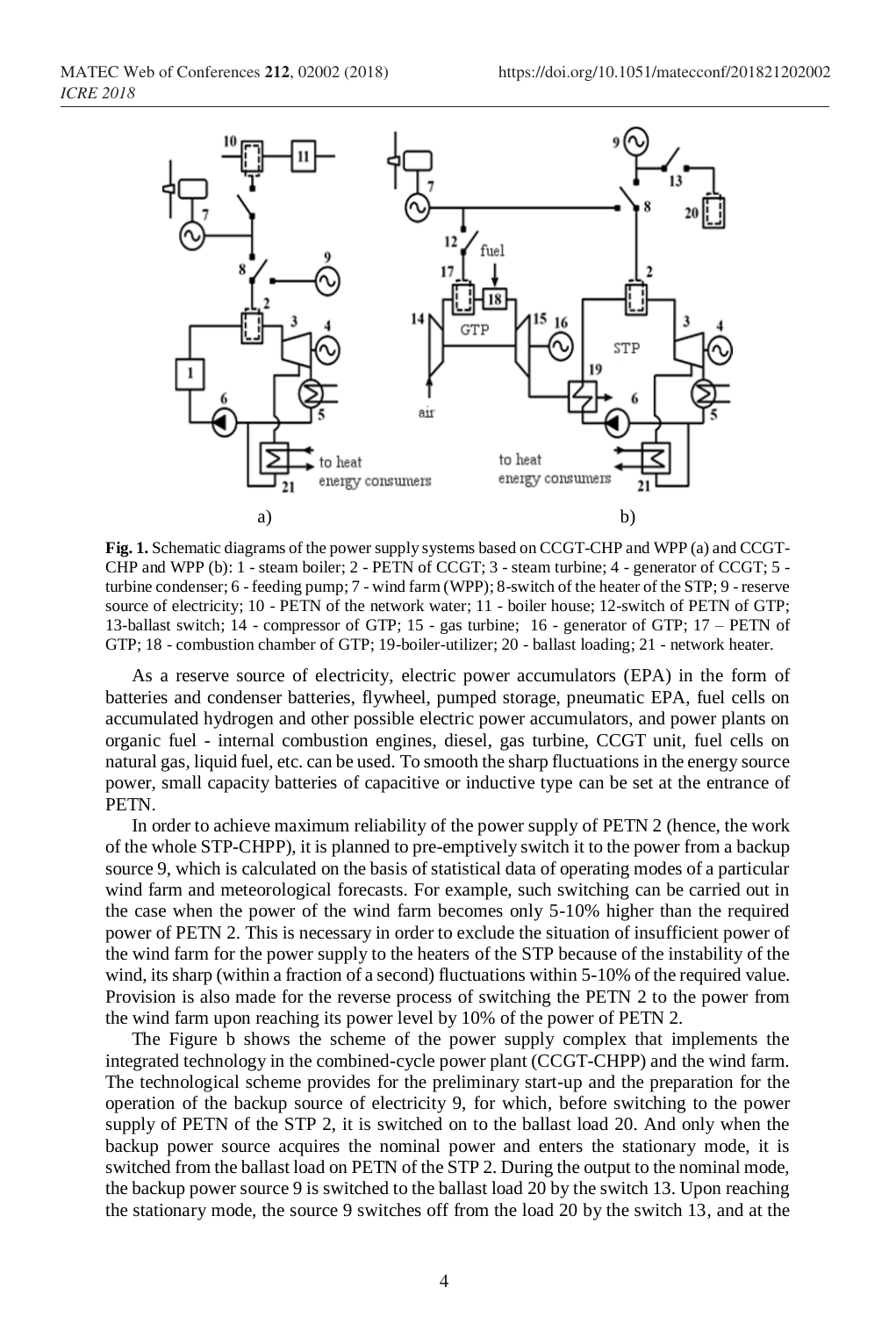**Fig. 1.** Schematic diagrams of the power supply systems based on CCGT-CHP and WPP (a) and CCGT-CHP and WPP (b): 1 - steam boiler; 2 - PETN of CCGT; 3 - steam turbine; 4 - generator of CCGT; 5 - turbine condenser; 6 - feeding pump; 7 - wind farm (WPP); 8-switch of the heater of the STP; 9 - reserve source of electricity; 10 - PETN of the network water; 11 - boiler house; 12-switch of PETN of GTP; 13-ballast switch; 14 - compressor of GTP; 15 - gas turbine; 16 - generator of GTP; 17 – PETN of GTP; 18 - combustion chamber of GTP; 19-boiler-utilizer; 20 - ballast loading; 21 - network heater.

As a reserve source of electricity, electric power accumulators (EPA) in the form of batteries and condenser batteries, flywheel, pumped storage, pneumatic EPA, fuel cells on accumulated hydrogen and other possible electric power accumulators, and power plants on organic fuel - internal combustion engines, diesel, gas turbine, CCGT unit, fuel cells on natural gas, liquid fuel, etc. can be used. To smooth the sharp fluctuations in the energy source power, small capacity batteries of capacitive or inductive type can be set at the entrance of PETN.

In order to achieve maximum reliability of the power supply of PETN 2 (hence, the work of the whole STP-CHPP), it is planned to pre-emptively switch it to the power from a backup source 9, which is calculated on the basis of statistical data of operating modes of a particular wind farm and meteorological forecasts. For example, such switching can be carried out in the case when the power of the wind farm becomes only 5-10% higher than the required power of PETN 2. This is necessary in order to exclude the situation of insufficient power of the wind farm for the power supply to the heaters of the STP because of the instability of the wind, its sharp (within a fraction of a second) fluctuations within 5-10% of the required value. Provision is also made for the reverse process of switching the PETN 2 to the power from the wind farm upon reaching its power level by 10% of the power of PETN 2.

The Figure b shows the scheme of the power supply complex that implements the integrated technology in the combined-cycle power plant (CCGT-CHPP) and the wind farm. The technological scheme provides for the preliminary start-up and the preparation for the operation of the backup source of electricity 9, for which, before switching to the power supply of PETN of the STP 2, it is switched on to the ballast load 20. And only when the backup power source acquires the nominal power and enters the stationary mode, it is switched from the ballast load on PETN of the STP 2. During the output to the nominal mode, the backup power source 9 is switched to the ballast load 20 by the switch 13. Upon reaching the stationary mode, the source 9 switches off from the load 20 by the switch 13, and at the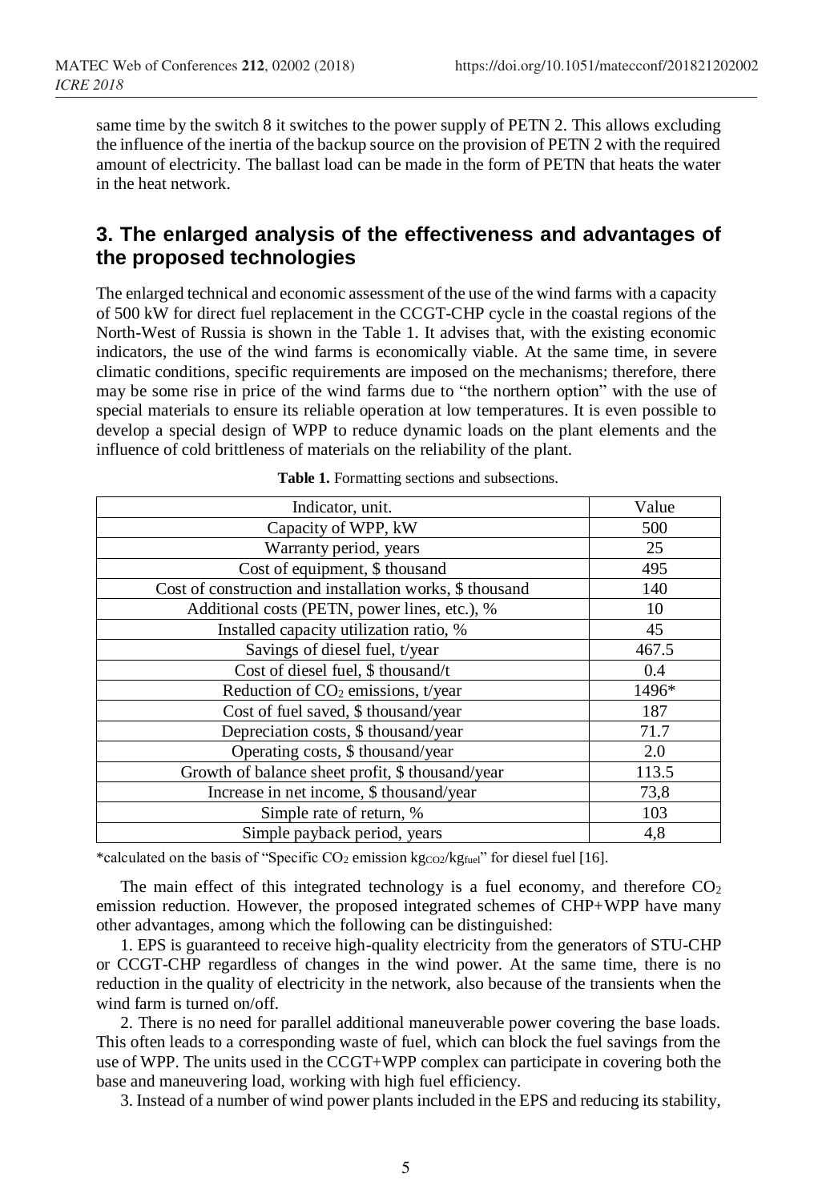same time by the switch 8 it switches to the power supply of PETN 2. This allows excluding the influence of the inertia of the backup source on the provision of PETN 2 with the required amount of electricity. The ballast load can be made in the form of PETN that heats the water in the heat network.

## 3. The enlarged analysis of the effectiveness and advantages of the proposed technologies

The enlarged technical and economic assessment of the use of the wind farms with a capacity of 500 kW for direct fuel replacement in the CCGT-CHP cycle in the coastal regions of the North-West of Russia is shown in the Table 1. It advises that, with the existing economic indicators, the use of the wind farms is economically viable. At the same time, in severe climatic conditions, specific requirements are imposed on the mechanisms; therefore, there may be some rise in price of the wind farms due to "the northern option" with the use of special materials to ensure its reliable operation at low temperatures. It is even possible to develop a special design of WPP to reduce dynamic loads on the plant elements and the influence of cold brittleness of materials on the reliability of the plant.

**Table 1.** Formatting sections and subsections.

| Indicator, unit. | Value |
|---|---|
| Capacity of WPP, kW | 500 |
| Warranty period, years | 25 |
| Cost of equipment, $ thousand | 495 |
| Cost of construction and installation works, $ thousand | 140 |
| Additional costs (PETN, power lines, etc.), % | 10 |
| Installed capacity utilization ratio, % | 45 |
| Savings of diesel fuel, t/year | 467.5 |
| Cost of diesel fuel, $ thousand/t | 0.4 |
| Reduction of $CO_2$ emissions, t/year | 1496* |
| Cost of fuel saved, $ thousand/year | 187 |
| Depreciation costs, $ thousand/year | 71.7 |
| Operating costs, $ thousand/year | 2.0 |
| Growth of balance sheet profit, $ thousand/year | 113.5 |
| Increase in net income, $ thousand/year | 73,8 |
| Simple rate of return, % | 103 |
| Simple payback period, years | 4,8 |

*calculated on the basis of "Specific $CO_2$ emission $kg_{CO2}/kg_{fuel}$" for diesel fuel [16].

The main effect of this integrated technology is a fuel economy, and therefore $CO_2$ emission reduction. However, the proposed integrated schemes of CHP+WPP have many other advantages, among which the following can be distinguished:

1. EPS is guaranteed to receive high-quality electricity from the generators of STU-CHP or CCGT-CHP regardless of changes in the wind power. At the same time, there is no reduction in the quality of electricity in the network, also because of the transients when the wind farm is turned on/off.

2. There is no need for parallel additional maneuverable power covering the base loads. This often leads to a corresponding waste of fuel, which can block the fuel savings from the use of WPP. The units used in the CCGT+WPP complex can participate in covering both the base and maneuvering load, working with high fuel efficiency.

3. Instead of a number of wind power plants included in the EPS and reducing its stability,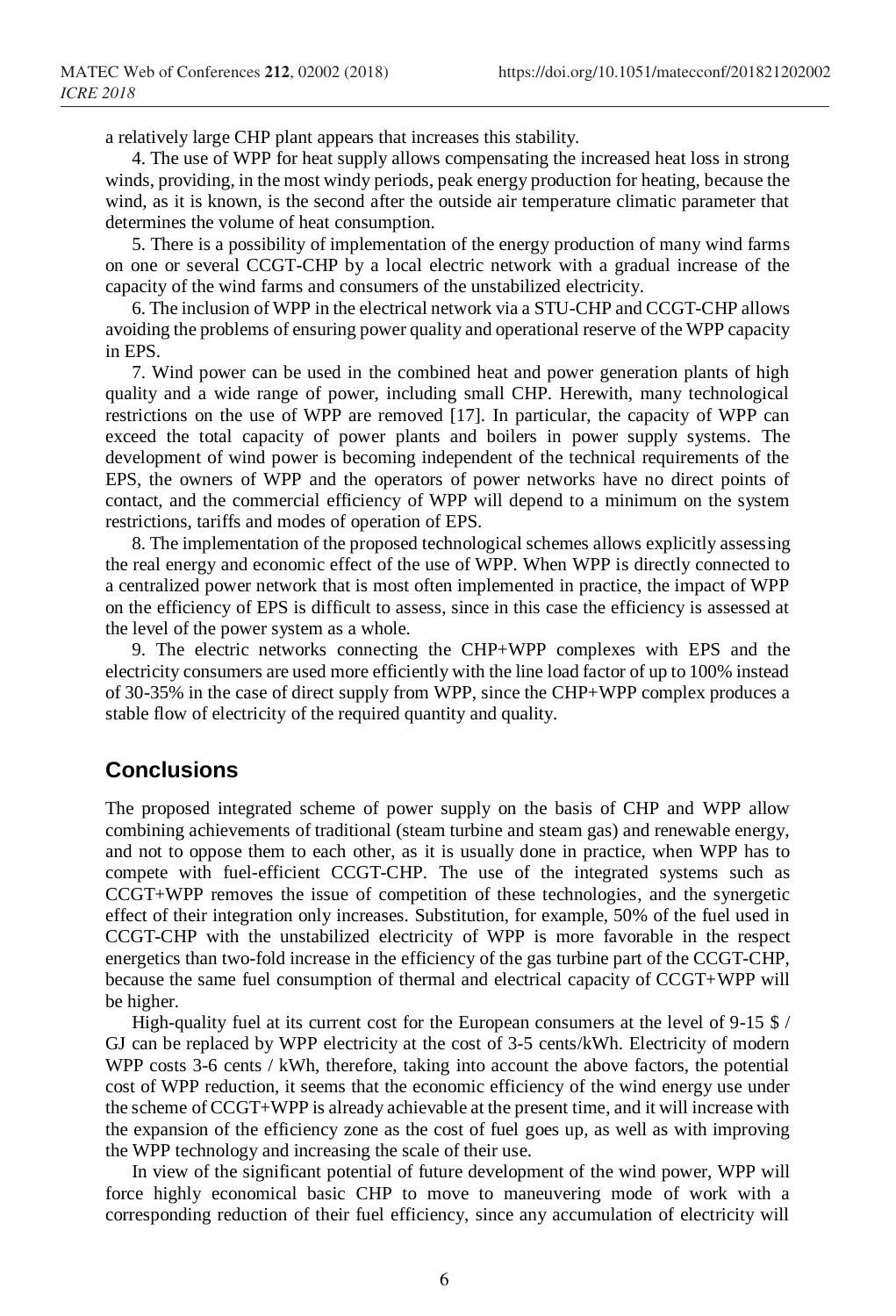a relatively large CHP plant appears that increases this stability.

4. The use of WPP for heat supply allows compensating the increased heat loss in strong winds, providing, in the most windy periods, peak energy production for heating, because the wind, as it is known, is the second after the outside air temperature climatic parameter that determines the volume of heat consumption.

5. There is a possibility of implementation of the energy production of many wind farms on one or several CCGT-CHP by a local electric network with a gradual increase of the capacity of the wind farms and consumers of the unstabilized electricity.

6. The inclusion of WPP in the electrical network via a STU-CHP and CCGT-CHP allows avoiding the problems of ensuring power quality and operational reserve of the WPP capacity in EPS.

7. Wind power can be used in the combined heat and power generation plants of high quality and a wide range of power, including small CHP. Herewith, many technological restrictions on the use of WPP are removed [17]. In particular, the capacity of WPP can exceed the total capacity of power plants and boilers in power supply systems. The development of wind power is becoming independent of the technical requirements of the EPS, the owners of WPP and the operators of power networks have no direct points of contact, and the commercial efficiency of WPP will depend to a minimum on the system restrictions, tariffs and modes of operation of EPS.

8. The implementation of the proposed technological schemes allows explicitly assessing the real energy and economic effect of the use of WPP. When WPP is directly connected to a centralized power network that is most often implemented in practice, the impact of WPP on the efficiency of EPS is difficult to assess, since in this case the efficiency is assessed at the level of the power system as a whole.

9. The electric networks connecting the CHP+WPP complexes with EPS and the electricity consumers are used more efficiently with the line load factor of up to 100% instead of 30-35% in the case of direct supply from WPP, since the CHP+WPP complex produces a stable flow of electricity of the required quantity and quality.

## Conclusions

The proposed integrated scheme of power supply on the basis of CHP and WPP allow combining achievements of traditional (steam turbine and steam gas) and renewable energy, and not to oppose them to each other, as it is usually done in practice, when WPP has to compete with fuel-efficient CCGT-CHP. The use of the integrated systems such as CCGT+WPP removes the issue of competition of these technologies, and the synergetic effect of their integration only increases. Substitution, for example, 50% of the fuel used in CCGT-CHP with the unstabilized electricity of WPP is more favorable in the respect energetics than two-fold increase in the efficiency of the gas turbine part of the CCGT-CHP, because the same fuel consumption of thermal and electrical capacity of CCGT+WPP will be higher.

High-quality fuel at its current cost for the European consumers at the level of 9-15 $ / GJ can be replaced by WPP electricity at the cost of 3-5 cents/kWh. Electricity of modern WPP costs 3-6 cents / kWh, therefore, taking into account the above factors, the potential cost of WPP reduction, it seems that the economic efficiency of the wind energy use under the scheme of CCGT+WPP is already achievable at the present time, and it will increase with the expansion of the efficiency zone as the cost of fuel goes up, as well as with improving the WPP technology and increasing the scale of their use.

In view of the significant potential of future development of the wind power, WPP will force highly economical basic CHP to move to maneuvering mode of work with a corresponding reduction of their fuel efficiency, since any accumulation of electricity will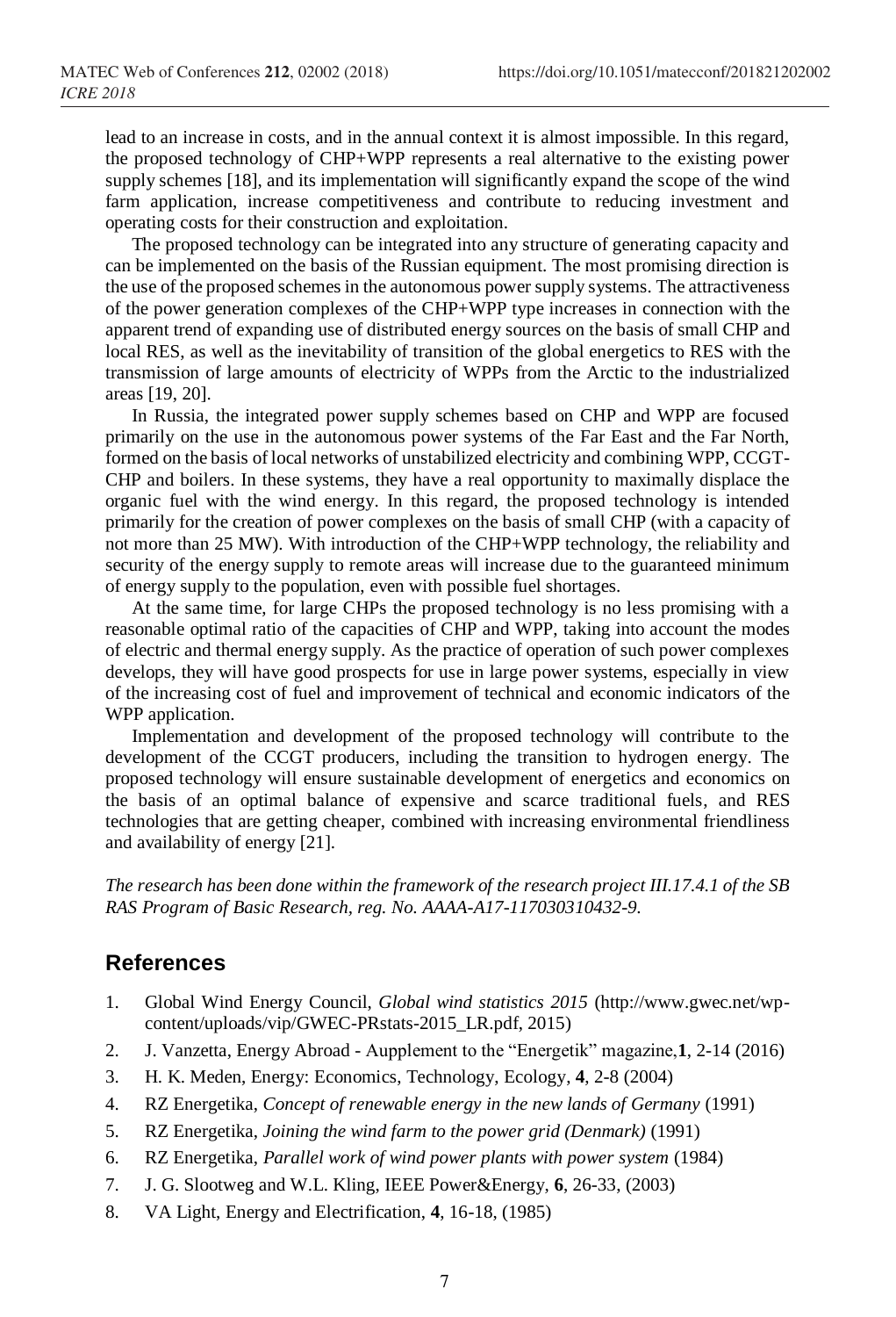lead to an increase in costs, and in the annual context it is almost impossible. In this regard, the proposed technology of CHP+WPP represents a real alternative to the existing power supply schemes [18], and its implementation will significantly expand the scope of the wind farm application, increase competitiveness and contribute to reducing investment and operating costs for their construction and exploitation.

The proposed technology can be integrated into any structure of generating capacity and can be implemented on the basis of the Russian equipment. The most promising direction is the use of the proposed schemes in the autonomous power supply systems. The attractiveness of the power generation complexes of the CHP+WPP type increases in connection with the apparent trend of expanding use of distributed energy sources on the basis of small CHP and local RES, as well as the inevitability of transition of the global energetics to RES with the transmission of large amounts of electricity of WPPs from the Arctic to the industrialized areas [19, 20].

In Russia, the integrated power supply schemes based on CHP and WPP are focused primarily on the use in the autonomous power systems of the Far East and the Far North, formed on the basis of local networks of unstabilized electricity and combining WPP, CCGT-CHP and boilers. In these systems, they have a real opportunity to maximally displace the organic fuel with the wind energy. In this regard, the proposed technology is intended primarily for the creation of power complexes on the basis of small CHP (with a capacity of not more than 25 MW). With introduction of the CHP+WPP technology, the reliability and security of the energy supply to remote areas will increase due to the guaranteed minimum of energy supply to the population, even with possible fuel shortages.

At the same time, for large CHPs the proposed technology is no less promising with a reasonable optimal ratio of the capacities of CHP and WPP, taking into account the modes of electric and thermal energy supply. As the practice of operation of such power complexes develops, they will have good prospects for use in large power systems, especially in view of the increasing cost of fuel and improvement of technical and economic indicators of the WPP application.

Implementation and development of the proposed technology will contribute to the development of the CCGT producers, including the transition to hydrogen energy. The proposed technology will ensure sustainable development of energetics and economics on the basis of an optimal balance of expensive and scarce traditional fuels, and RES technologies that are getting cheaper, combined with increasing environmental friendliness and availability of energy [21].

*The research has been done within the framework of the research project III.17.4.1 of the SB RAS Program of Basic Research, reg. No. AAAA-A17-117030310432-9.*

## References

1. Global Wind Energy Council, *Global wind statistics 2015* (http://www.gwec.net/wp-content/uploads/vip/GWEC-PRstats-2015_LR.pdf, 2015)
2. J. Vanzetta, Energy Abroad - Aupplement to the "Energetik" magazine,**1**, 2-14 (2016)
3. H. K. Meden, Energy: Economics, Technology, Ecology, **4**, 2-8 (2004)
4. RZ Energetika, *Concept of renewable energy in the new lands of Germany* (1991)
5. RZ Energetika, *Joining the wind farm to the power grid (Denmark)* (1991)
6. RZ Energetika, *Parallel work of wind power plants with power system* (1984)
7. J. G. Slootweg and W.L. Kling, IEEE Power&Energy, **6**, 26-33, (2003)
8. VA Light, Energy and Electrification, **4**, 16-18, (1985)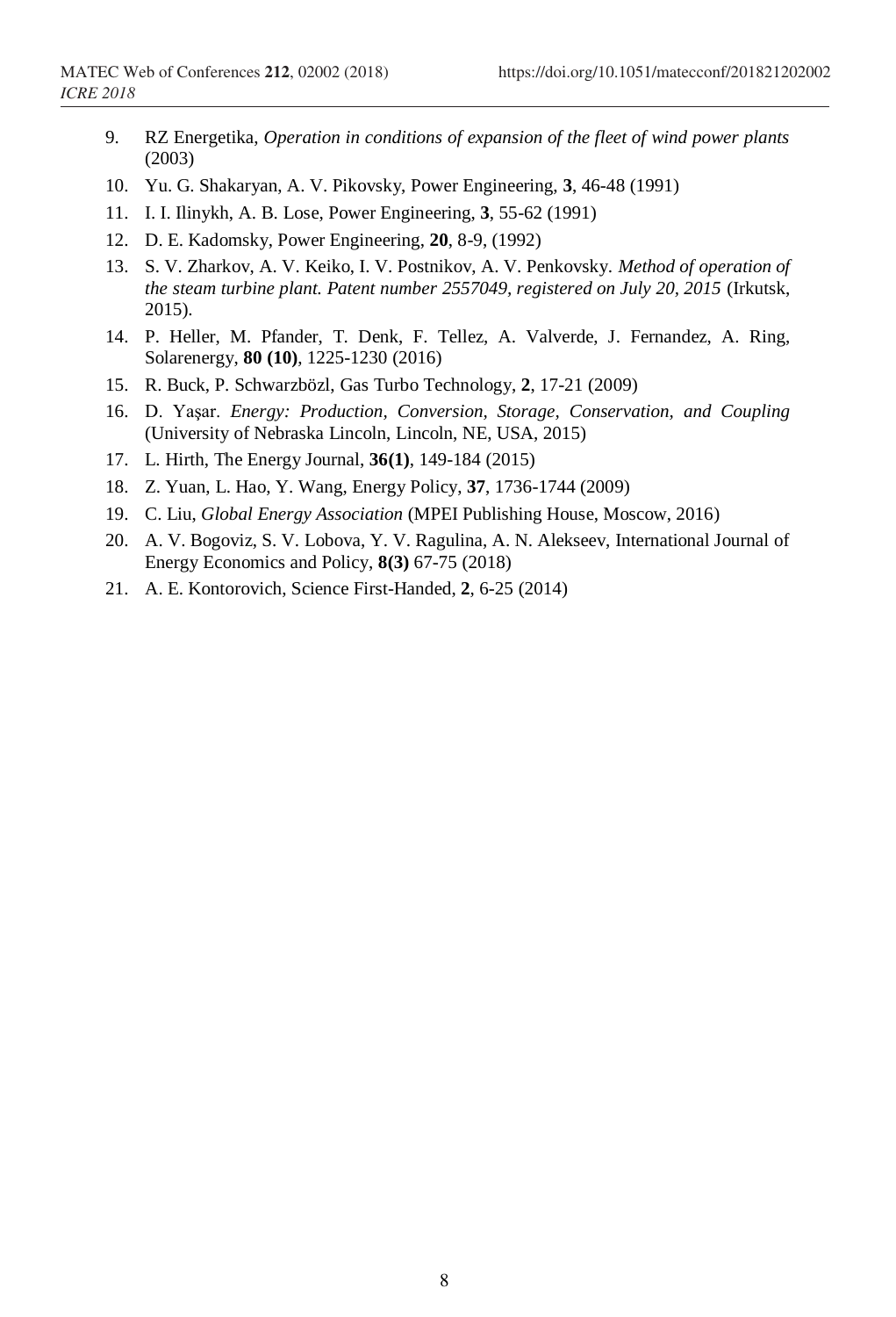9. RZ Energetika, *Operation in conditions of expansion of the fleet of wind power plants* (2003)
10. Yu. G. Shakaryan, A. V. Pikovsky, Power Engineering, **3**, 46-48 (1991)
11. I. I. Ilinykh, A. B. Lose, Power Engineering, **3**, 55-62 (1991)
12. D. E. Kadomsky, Power Engineering, **20**, 8-9, (1992)
13. S. V. Zharkov, A. V. Keiko, I. V. Postnikov, A. V. Penkovsky. *Method of operation of the steam turbine plant. Patent number 2557049, registered on July 20, 2015* (Irkutsk, 2015).
14. P. Heller, M. Pfander, T. Denk, F. Tellez, A. Valverde, J. Fernandez, A. Ring, Solarenergy, **80 (10)**, 1225-1230 (2016)
15. R. Buck, P. Schwarzbözl, Gas Turbo Technology, **2**, 17-21 (2009)
16. D. Yaşar. *Energy: Production, Conversion, Storage, Conservation, and Coupling* (University of Nebraska Lincoln, Lincoln, NE, USA, 2015)
17. L. Hirth, The Energy Journal, **36(1)**, 149-184 (2015)
18. Z. Yuan, L. Hao, Y. Wang, Energy Policy, **37**, 1736-1744 (2009)
19. C. Liu, *Global Energy Association* (MPEI Publishing House, Moscow, 2016)
20. A. V. Bogoviz, S. V. Lobova, Y. V. Ragulina, A. N. Alekseev, International Journal of Energy Economics and Policy, **8(3)** 67-75 (2018)
21. A. E. Kontorovich, Science First-Handed, **2**, 6-25 (2014)